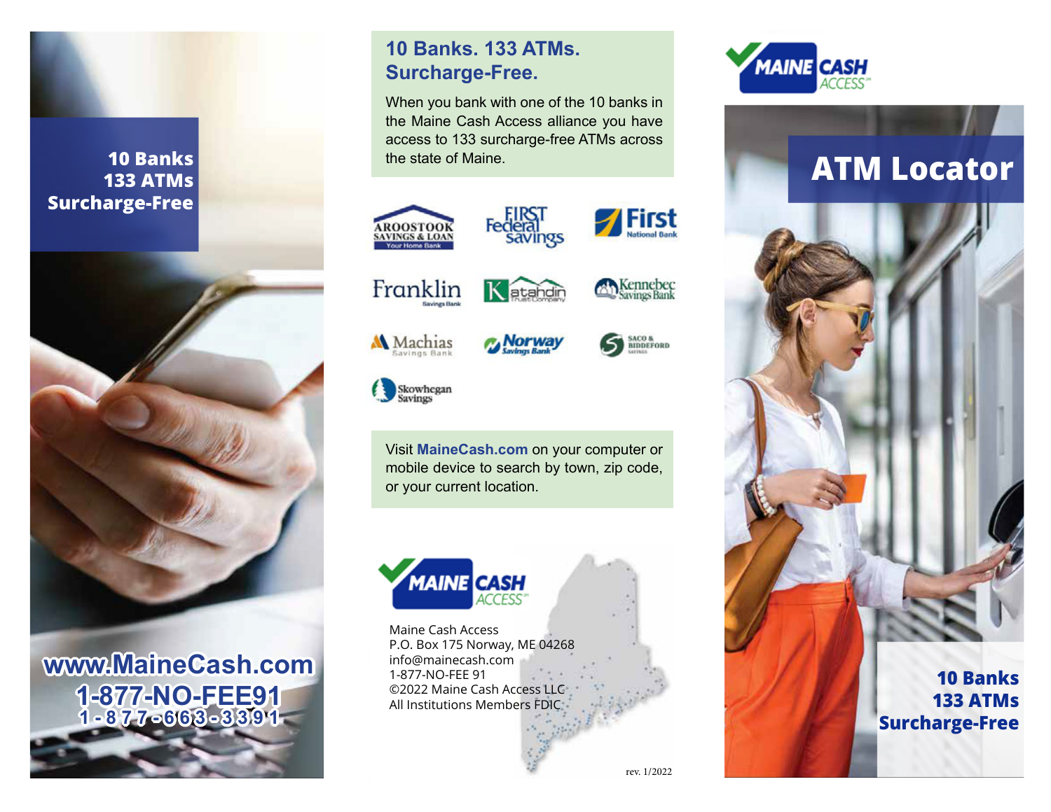**10 Banks**
**133 ATMs**
**Surcharge-Free**

**www.MaineCash.com**
**1-877-NO-FEE91**
**1-877-663-3391**

## 10 Banks. 133 ATMs. Surcharge-Free.

When you bank with one of the 10 banks in the Maine Cash Access alliance you have access to 133 surcharge-free ATMs across the state of Maine.

- Aroostook Savings & Loan — Your Home Bank
- First Federal Savings
- First National Bank
- Franklin Savings Bank
- Katahdin Trust Company
- Kennebec Savings Bank
- Machias Savings Bank
- Norway Savings Bank
- Saco & Biddeford Savings
- Skowhegan Savings

Visit **MaineCash.com** on your computer or mobile device to search by town, zip code, or your current location.

MAINE CASH ACCESS

Maine Cash Access
P.O. Box 175 Norway, ME 04268
info@mainecash.com
1-877-NO-FEE 91
©2022 Maine Cash Access LLC
All Institutions Members FDIC

rev. 1/2022

MAINE CASH ACCESS

# ATM Locator

**10 Banks**
**133 ATMs**
**Surcharge-Free**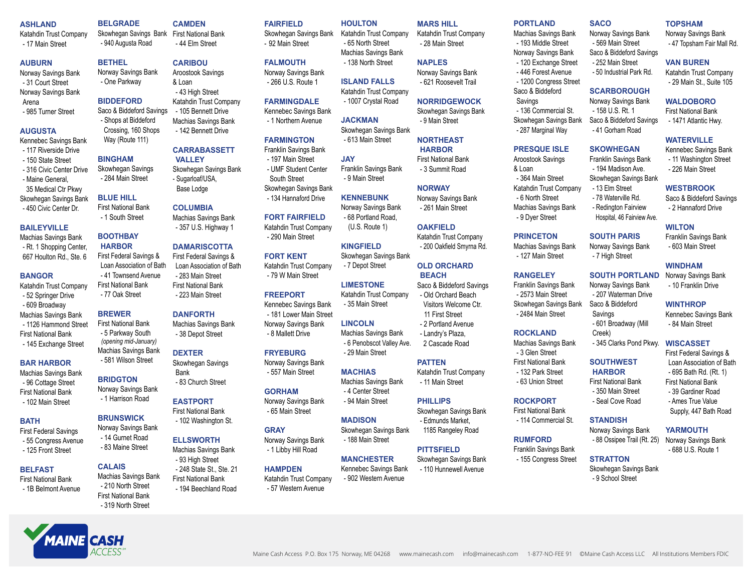## ASHLAND
Katahdin Trust Company
- 17 Main Street

## AUBURN
Norway Savings Bank
- 31 Court Street

Norway Savings Bank Arena
- 985 Turner Street

## AUGUSTA
Kennebec Savings Bank
- 117 Riverside Drive
- 150 State Street
- 316 Civic Center Drive
- Maine General, 35 Medical Ctr Pkwy

Skowhegan Savings Bank
- 450 Civic Center Dr.

## BAILEYVILLE
Machias Savings Bank
- Rt. 1 Shopping Center, 667 Houlton Rd., Ste. 6

## BANGOR
Katahdin Trust Company
- 52 Springer Drive
- 609 Broadway

Machias Savings Bank
- 1126 Hammond Street

First National Bank
- 145 Exchange Street

## BAR HARBOR
Machias Savings Bank
- 96 Cottage Street

First National Bank
- 102 Main Street

## BATH
First Federal Savings
- 55 Congress Avenue
- 125 Front Street

## BELFAST
First National Bank
- 1B Belmont Avenue

## BELGRADE
Skowhegan Savings Bank
- 940 Augusta Road

## BETHEL
Norway Savings Bank
- One Parkway

## BIDDEFORD
Saco & Biddeford Savings
- Shops at Biddeford Crossing, 160 Shops Way (Route 111)

## BINGHAM
Skowhegan Savings
- 284 Main Street

## BLUE HILL
First National Bank
- 1 South Street

## BOOTHBAY HARBOR
First Federal Savings & Loan Association of Bath
- 41 Townsend Avenue

First National Bank
- 77 Oak Street

## BREWER
First National Bank
- 5 Parkway South *(opening mid-January)*

Machias Savings Bank
- 581 Wilson Street

## BRIDGTON
Norway Savings Bank
- 1 Harrison Road

## BRUNSWICK
Norway Savings Bank
- 14 Gurnet Road
- 83 Maine Street

## CALAIS
Machias Savings Bank
- 210 North Street

First National Bank
- 319 North Street

## CAMDEN
First National Bank
- 44 Elm Street

## CARIBOU
Aroostook Savings & Loan
- 43 High Street

Katahdin Trust Company
- 105 Bennett Drive

Machias Savings Bank
- 142 Bennett Drive

## CARRABASSETT VALLEY
Skowhegan Savings Bank
- Sugarloaf/USA, Base Lodge

## COLUMBIA
Machias Savings Bank
- 357 U.S. Highway 1

## DAMARISCOTTA
First Federal Savings & Loan Association of Bath
- 283 Main Street

First National Bank
- 223 Main Street

## DANFORTH
Machias Savings Bank
- 38 Depot Street

## DEXTER
Skowhegan Savings Bank
- 83 Church Street

## EASTPORT
First National Bank
- 102 Washington St.

## ELLSWORTH
Machias Savings Bank
- 93 High Street
- 248 State St., Ste. 21

First National Bank
- 194 Beechland Road

## FAIRFIELD
Skowhegan Savings Bank
- 92 Main Street

## FALMOUTH
Norway Savings Bank
- 266 U.S. Route 1

## FARMINGDALE
Kennebec Savings Bank
- 1 Northern Avenue

## FARMINGTON
Franklin Savings Bank
- 197 Main Street
- UMF Student Center South Street

Skowhegan Savings Bank
- 134 Hannaford Drive

## FORT FAIRFIELD
Katahdin Trust Company
- 290 Main Street

## FORT KENT
Katahdin Trust Company
- 79 W Main Street

## FREEPORT
Kennebec Savings Bank
- 181 Lower Main Street

Norway Savings Bank
- 8 Mallett Drive

## FRYEBURG
Norway Savings Bank
- 557 Main Street

## GORHAM
Norway Savings Bank
- 65 Main Street

## GRAY
Norway Savings Bank
- 1 Libby Hill Road

## HAMPDEN
Katahdin Trust Company
- 57 Western Avenue

## HOULTON
Katahdin Trust Company
- 65 North Street

Machias Savings Bank
- 138 North Street

## ISLAND FALLS
Katahdin Trust Company
- 1007 Crystal Road

## JACKMAN
Skowhegan Savings Bank
- 613 Main Street

## JAY
Franklin Savings Bank
- 9 Main Street

## KENNEBUNK
Norway Savings Bank
- 68 Portland Road, (U.S. Route 1)

## KINGFIELD
Skowhegan Savings Bank
- 7 Depot Street

## LIMESTONE
Katahdin Trust Company
- 35 Main Street

## LINCOLN
Machias Savings Bank
- 6 Penobscot Valley Ave.
- 29 Main Street

## MACHIAS
Machias Savings Bank
- 4 Center Street
- 94 Main Street

## MADISON
Skowhegan Savings Bank
- 188 Main Street

## MANCHESTER
Kennebec Savings Bank
- 902 Western Avenue

## MARS HILL
Katahdin Trust Company
- 28 Main Street

## NAPLES
Norway Savings Bank
- 621 Roosevelt Trail

## NORRIDGEWOCK
Skowhegan Savings Bank
- 9 Main Street

## NORTHEAST HARBOR
First National Bank
- 3 Summit Road

## NORWAY
Norway Savings Bank
- 261 Main Street

## OAKFIELD
Katahdin Trust Company
- 200 Oakfield Smyrna Rd.

## OLD ORCHARD BEACH
Saco & Biddeford Savings
- Old Orchard Beach Visitors Welcome Ctr. 11 First Street
- 2 Portland Avenue
- Landry's Plaza, 2 Cascade Road

## PATTEN
Katahdin Trust Company
- 11 Main Street

## PHILLIPS
Skowhegan Savings Bank
- Edmunds Market, 1185 Rangeley Road

## PITTSFIELD
Skowhegan Savings Bank
- 110 Hunnewell Avenue

## PORTLAND
Machias Savings Bank
- 193 Middle Street

Norway Savings Bank
- 120 Exchange Street
- 446 Forest Avenue
- 1200 Congress Street

Saco & Biddeford Savings
- 136 Commercial St.

Skowhegan Savings Bank
- 287 Marginal Way

## PRESQUE ISLE
Aroostook Savings & Loan
- 364 Main Street

Katahdin Trust Company
- 6 North Street

Machias Savings Bank
- 9 Dyer Street

## PRINCETON
Machias Savings Bank
- 127 Main Street

## RANGELEY
Franklin Savings Bank
- 2573 Main Street

Skowhegan Savings Bank
- 2484 Main Street

## ROCKLAND
Machias Savings Bank
- 3 Glen Street

First National Bank
- 132 Park Street
- 63 Union Street

## ROCKPORT
First National Bank
- 114 Commercial St.

## RUMFORD
Franklin Savings Bank
- 155 Congress Street

## SACO
Norway Savings Bank
- 569 Main Street

Saco & Biddeford Savings
- 252 Main Street
- 50 Industrial Park Rd.

## SCARBOROUGH
Norway Savings Bank
- 158 U.S. Rt. 1

Saco & Biddeford Savings
- 41 Gorham Road

## SKOWHEGAN
Franklin Savings Bank
- 194 Madison Ave.

Skowhegan Savings Bank
- 13 Elm Street
- 78 Waterville Rd.
- Redington Fairview Hospital, 46 Fairview Ave.

## SOUTH PARIS
Norway Savings Bank
- 7 High Street

## SOUTH PORTLAND
Norway Savings Bank
- 207 Waterman Drive

Saco & Biddeford Savings
- 601 Broadway (Mill Creek)
- 345 Clarks Pond Pkwy.

## SOUTHWEST HARBOR
First National Bank
- 350 Main Street
- Seal Cove Road

## STANDISH
Norway Savings Bank
- 88 Ossipee Trail (Rt. 25)

## STRATTON
Skowhegan Savings Bank
- 9 School Street

## TOPSHAM
Norway Savings Bank
- 47 Topsham Fair Mall Rd.

## VAN BUREN
Katahdin Trust Company
- 29 Main St., Suite 105

## WALDOBORO
First National Bank
- 1471 Atlantic Hwy.

## WATERVILLE
Kennebec Savings Bank
- 11 Washington Street
- 226 Main Street

## WESTBROOK
Saco & Biddeford Savings
- 2 Hannaford Drive

## WILTON
Franklin Savings Bank
- 603 Main Street

## WINDHAM
Norway Savings Bank
- 10 Franklin Drive

## WINTHROP
Kennebec Savings Bank
- 84 Main Street

## WISCASSET
First Federal Savings & Loan Association of Bath
- 695 Bath Rd. (Rt. 1)

First National Bank
- 39 Gardiner Road
- Ames True Value Supply, 447 Bath Road

## YARMOUTH
Norway Savings Bank
- 688 U.S. Route 1

MAINE CASH ACCESS℠

Maine Cash Access P.O. Box 175 Norway, ME 04268 www.mainecash.com info@mainecash.com 1-877-NO-FEE 91 ©Maine Cash Access LLC All Institutions Members FDIC